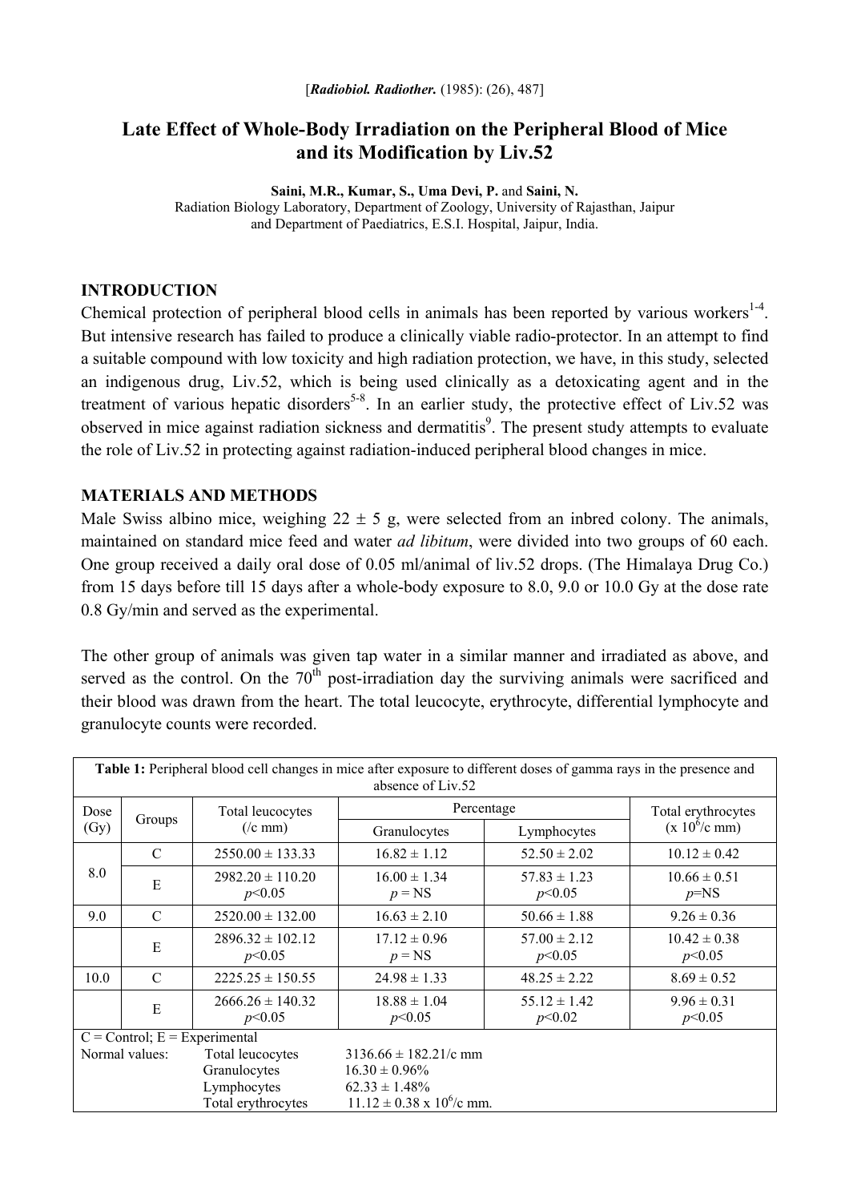[*Radiobiol. Radiother.* (1985): (26), 487]

# Late Effect of Whole-Body Irradiation on the Peripheral Blood of Mice and its Modification by Liv.52

**Saini, M.R., Kumar, S., Uma Devi, P.** and **Saini, N.**
Radiation Biology Laboratory, Department of Zoology, University of Rajasthan, Jaipur and Department of Paediatrics, E.S.I. Hospital, Jaipur, India.

## INTRODUCTION

Chemical protection of peripheral blood cells in animals has been reported by various workers[1-4]. But intensive research has failed to produce a clinically viable radio-protector. In an attempt to find a suitable compound with low toxicity and high radiation protection, we have, in this study, selected an indigenous drug, Liv.52, which is being used clinically as a detoxicating agent and in the treatment of various hepatic disorders[5-8]. In an earlier study, the protective effect of Liv.52 was observed in mice against radiation sickness and dermatitis[9]. The present study attempts to evaluate the role of Liv.52 in protecting against radiation-induced peripheral blood changes in mice.

## MATERIALS AND METHODS

Male Swiss albino mice, weighing 22 ± 5 g, were selected from an inbred colony. The animals, maintained on standard mice feed and water *ad libitum*, were divided into two groups of 60 each. One group received a daily oral dose of 0.05 ml/animal of liv.52 drops. (The Himalaya Drug Co.) from 15 days before till 15 days after a whole-body exposure to 8.0, 9.0 or 10.0 Gy at the dose rate 0.8 Gy/min and served as the experimental.

The other group of animals was given tap water in a similar manner and irradiated as above, and served as the control. On the 70[th] post-irradiation day the surviving animals were sacrificed and their blood was drawn from the heart. The total leucocyte, erythrocyte, differential lymphocyte and granulocyte counts were recorded.

**Table 1:** Peripheral blood cell changes in mice after exposure to different doses of gamma rays in the presence and absence of Liv.52

| Dose (Gy) | Groups | Total leucocytes (/c mm) | Percentage | | Total erythrocytes ($x 10^6$/c mm) |
|---|---|---|---|---|---|
| | | | Granulocytes | Lymphocytes | |
| 8.0 | C | 2550.00 ± 133.33 | 16.82 ± 1.12 | 52.50 ± 2.02 | 10.12 ± 0.42 |
| | E | 2982.20 ± 110.20 $p<0.05$ | 16.00 ± 1.34 $p$ = NS | 57.83 ± 1.23 $p<0.05$ | 10.66 ± 0.51 $p$=NS |
| 9.0 | C | 2520.00 ± 132.00 | 16.63 ± 2.10 | 50.66 ± 1.88 | 9.26 ± 0.36 |
| | E | 2896.32 ± 102.12 $p<0.05$ | 17.12 ± 0.96 $p$ = NS | 57.00 ± 2.12 $p<0.05$ | 10.42 ± 0.38 $p<0.05$ |
| 10.0 | C | 2225.25 ± 150.55 | 24.98 ± 1.33 | 48.25 ± 2.22 | 8.69 ± 0.52 |
| | E | 2666.26 ± 140.32 $p<0.05$ | 18.88 ± 1.04 $p<0.05$ | 55.12 ± 1.42 $p<0.02$ | 9.96 ± 0.31 $p<0.05$ |

C = Control; E = Experimental

Normal values:
- Total leucocytes: 3136.66 ± 182.21/c mm
- Granulocytes: 16.30 ± 0.96%
- Lymphocytes: 62.33 ± 1.48%
- Total erythrocytes: 11.12 ± 0.38 x $10^6$/c mm.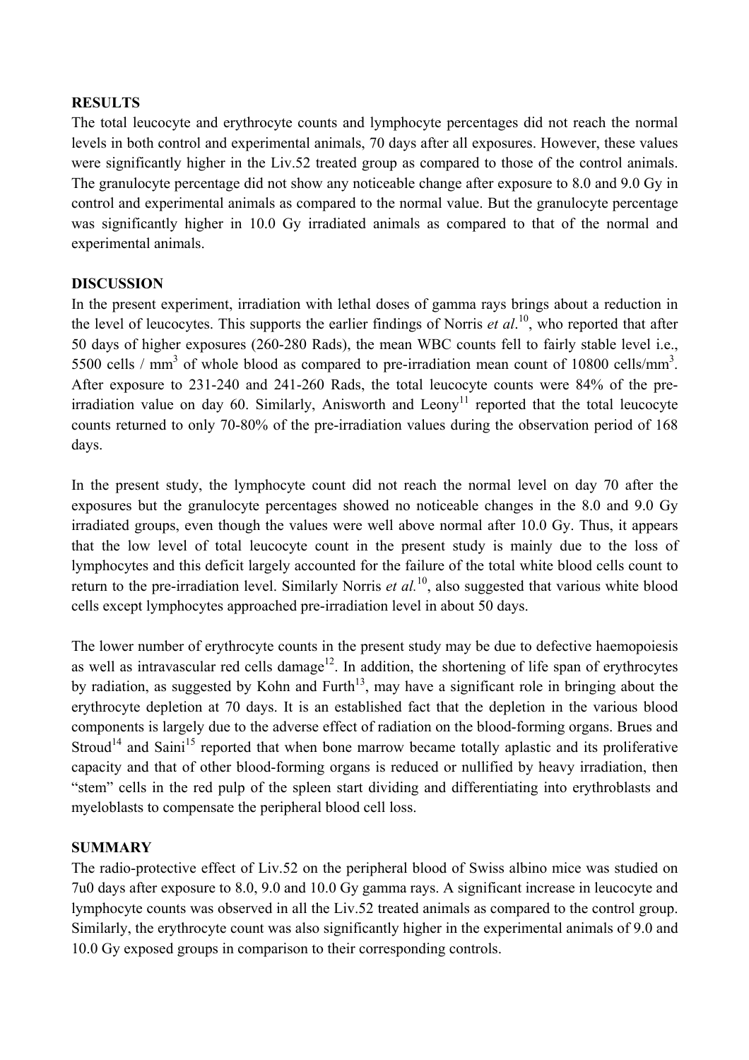## RESULTS

The total leucocyte and erythrocyte counts and lymphocyte percentages did not reach the normal levels in both control and experimental animals, 70 days after all exposures. However, these values were significantly higher in the Liv.52 treated group as compared to those of the control animals. The granulocyte percentage did not show any noticeable change after exposure to 8.0 and 9.0 Gy in control and experimental animals as compared to the normal value. But the granulocyte percentage was significantly higher in 10.0 Gy irradiated animals as compared to that of the normal and experimental animals.

## DISCUSSION

In the present experiment, irradiation with lethal doses of gamma rays brings about a reduction in the level of leucocytes. This supports the earlier findings of Norris *et al*.[10], who reported that after 50 days of higher exposures (260-280 Rads), the mean WBC counts fell to fairly stable level i.e., 5500 cells / $mm^3$ of whole blood as compared to pre-irradiation mean count of 10800 cells/$mm^3$. After exposure to 231-240 and 241-260 Rads, the total leucocyte counts were 84% of the pre-irradiation value on day 60. Similarly, Anisworth and Leony[11] reported that the total leucocyte counts returned to only 70-80% of the pre-irradiation values during the observation period of 168 days.

In the present study, the lymphocyte count did not reach the normal level on day 70 after the exposures but the granulocyte percentages showed no noticeable changes in the 8.0 and 9.0 Gy irradiated groups, even though the values were well above normal after 10.0 Gy. Thus, it appears that the low level of total leucocyte count in the present study is mainly due to the loss of lymphocytes and this deficit largely accounted for the failure of the total white blood cells count to return to the pre-irradiation level. Similarly Norris *et al.*[10], also suggested that various white blood cells except lymphocytes approached pre-irradiation level in about 50 days.

The lower number of erythrocyte counts in the present study may be due to defective haemopoiesis as well as intravascular red cells damage[12]. In addition, the shortening of life span of erythrocytes by radiation, as suggested by Kohn and Furth[13], may have a significant role in bringing about the erythrocyte depletion at 70 days. It is an established fact that the depletion in the various blood components is largely due to the adverse effect of radiation on the blood-forming organs. Brues and Stroud[14] and Saini[15] reported that when bone marrow became totally aplastic and its proliferative capacity and that of other blood-forming organs is reduced or nullified by heavy irradiation, then "stem" cells in the red pulp of the spleen start dividing and differentiating into erythroblasts and myeloblasts to compensate the peripheral blood cell loss.

## SUMMARY

The radio-protective effect of Liv.52 on the peripheral blood of Swiss albino mice was studied on 7u0 days after exposure to 8.0, 9.0 and 10.0 Gy gamma rays. A significant increase in leucocyte and lymphocyte counts was observed in all the Liv.52 treated animals as compared to the control group. Similarly, the erythrocyte count was also significantly higher in the experimental animals of 9.0 and 10.0 Gy exposed groups in comparison to their corresponding controls.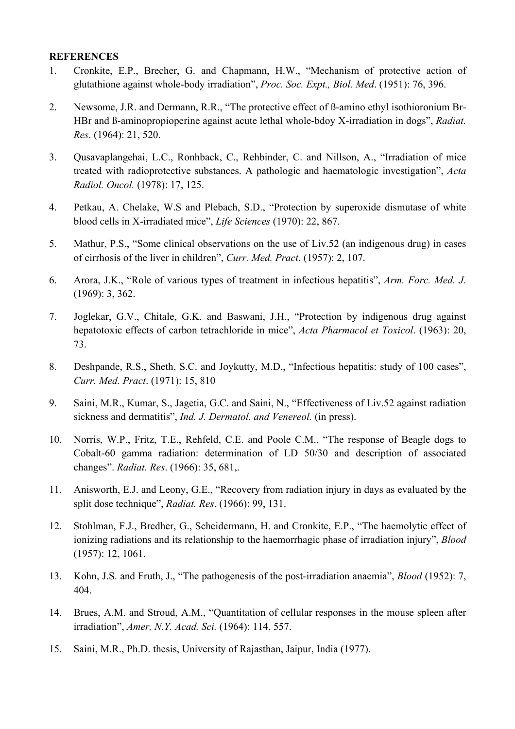**REFERENCES**

1. Cronkite, E.P., Brecher, G. and Chapmann, H.W., "Mechanism of protective action of glutathione against whole-body irradiation", *Proc. Soc. Expt., Biol. Med*. (1951): 76, 396.

2. Newsome, J.R. and Dermann, R.R., "The protective effect of ß-amino ethyl isothioronium Br-HBr and ß-aminopropioperine against acute lethal whole-bdoy X-irradiation in dogs", *Radiat. Res*. (1964): 21, 520.

3. Qusavaplangehai, L.C., Ronhback, C., Rehbinder, C. and Nillson, A., "Irradiation of mice treated with radioprotective substances. A pathologic and haematologic investigation", *Acta Radiol. Oncol.* (1978): 17, 125.

4. Petkau, A. Chelake, W.S and Plebach, S.D., "Protection by superoxide dismutase of white blood cells in X-irradiated mice", *Life Sciences* (1970): 22, 867.

5. Mathur, P.S., "Some clinical observations on the use of Liv.52 (an indigenous drug) in cases of cirrhosis of the liver in children", *Curr. Med. Pract*. (1957): 2, 107.

6. Arora, J.K., "Role of various types of treatment in infectious hepatitis", *Arm. Forc. Med. J*. (1969): 3, 362.

7. Joglekar, G.V., Chitale, G.K. and Baswani, J.H., "Protection by indigenous drug against hepatotoxic effects of carbon tetrachloride in mice", *Acta Pharmacol et Toxicol*. (1963): 20, 73.

8. Deshpande, R.S., Sheth, S.C. and Joykutty, M.D., "Infectious hepatitis: study of 100 cases", *Curr. Med. Pract*. (1971): 15, 810

9. Saini, M.R., Kumar, S., Jagetia, G.C. and Saini, N., "Effectiveness of Liv.52 against radiation sickness and dermatitis", *Ind. J. Dermatol. and Venereol.* (in press).

10. Norris, W.P., Fritz, T.E., Rehfeld, C.E. and Poole C.M., "The response of Beagle dogs to Cobalt-60 gamma radiation: determination of LD 50/30 and description of associated changes". *Radiat. Res*. (1966): 35, 681,.

11. Anisworth, E.J. and Leony, G.E., "Recovery from radiation injury in days as evaluated by the split dose technique", *Radiat. Res*. (1966): 99, 131.

12. Stohlman, F.J., Bredher, G., Scheidermann, H. and Cronkite, E.P., "The haemolytic effect of ionizing radiations and its relationship to the haemorrhagic phase of irradiation injury", *Blood* (1957): 12, 1061.

13. Kohn, J.S. and Fruth, J., "The pathogenesis of the post-irradiation anaemia", *Blood* (1952): 7, 404.

14. Brues, A.M. and Stroud, A.M., "Quantitation of cellular responses in the mouse spleen after irradiation", *Amer, N.Y. Acad. Sci.* (1964): 114, 557.

15. Saini, M.R., Ph.D. thesis, University of Rajasthan, Jaipur, India (1977).